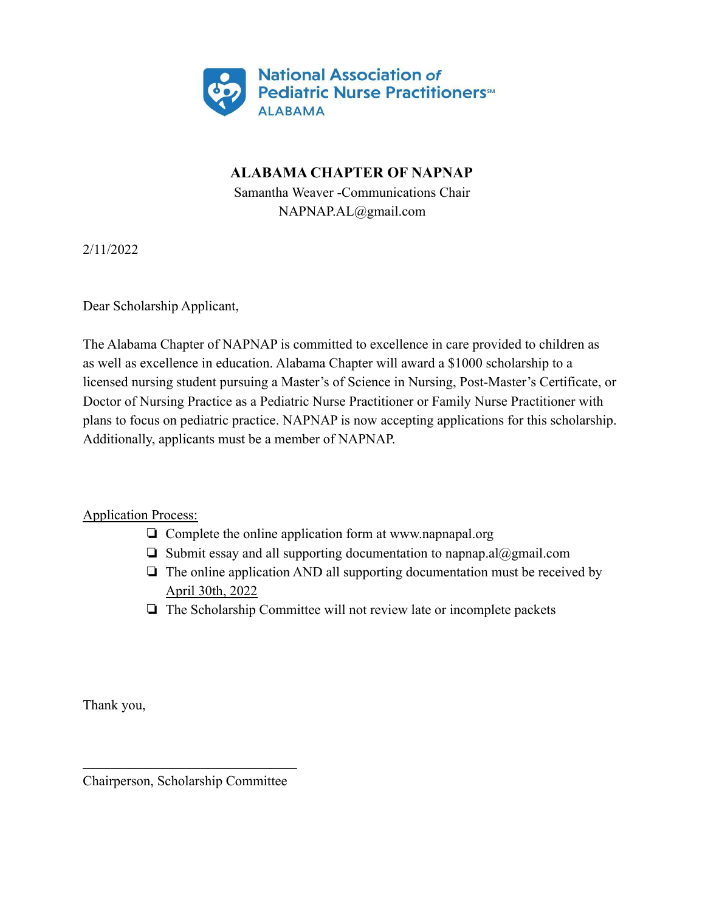National Association of Pediatric Nurse Practitioners℠
ALABAMA

**ALABAMA CHAPTER OF NAPNAP**

Samantha Weaver -Communications Chair

NAPNAP.AL@gmail.com

2/11/2022

Dear Scholarship Applicant,

The Alabama Chapter of NAPNAP is committed to excellence in care provided to children as as well as excellence in education. Alabama Chapter will award a $1000 scholarship to a licensed nursing student pursuing a Master's of Science in Nursing, Post-Master's Certificate, or Doctor of Nursing Practice as a Pediatric Nurse Practitioner or Family Nurse Practitioner with plans to focus on pediatric practice. NAPNAP is now accepting applications for this scholarship. Additionally, applicants must be a member of NAPNAP.

Application Process:

- ❏ Complete the online application form at www.napnapal.org
- ❏ Submit essay and all supporting documentation to napnap.al@gmail.com
- ❏ The online application AND all supporting documentation must be received by April 30th, 2022
- ❏ The Scholarship Committee will not review late or incomplete packets

Thank you,

\_\_\_\_\_\_\_\_\_\_\_\_\_\_\_\_\_\_\_\_\_\_\_\_\_\_\_\_\_\_\_\_

Chairperson, Scholarship Committee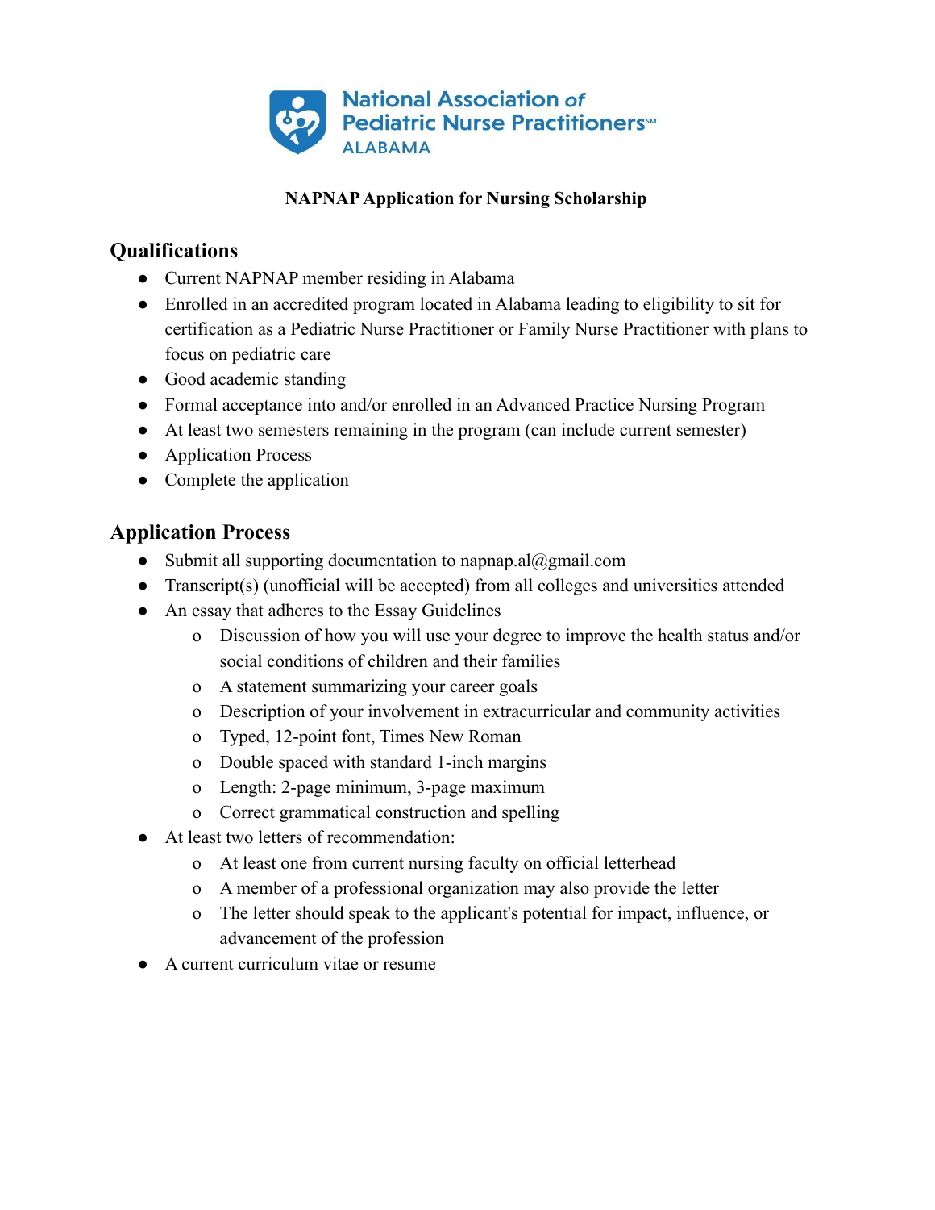National Association of Pediatric Nurse Practitioners℠
ALABAMA

**NAPNAP Application for Nursing Scholarship**

## Qualifications

- Current NAPNAP member residing in Alabama
- Enrolled in an accredited program located in Alabama leading to eligibility to sit for certification as a Pediatric Nurse Practitioner or Family Nurse Practitioner with plans to focus on pediatric care
- Good academic standing
- Formal acceptance into and/or enrolled in an Advanced Practice Nursing Program
- At least two semesters remaining in the program (can include current semester)
- Application Process
- Complete the application

## Application Process

- Submit all supporting documentation to napnap.al@gmail.com
- Transcript(s) (unofficial will be accepted) from all colleges and universities attended
- An essay that adheres to the Essay Guidelines
  - Discussion of how you will use your degree to improve the health status and/or social conditions of children and their families
  - A statement summarizing your career goals
  - Description of your involvement in extracurricular and community activities
  - Typed, 12-point font, Times New Roman
  - Double spaced with standard 1-inch margins
  - Length: 2-page minimum, 3-page maximum
  - Correct grammatical construction and spelling
- At least two letters of recommendation:
  - At least one from current nursing faculty on official letterhead
  - A member of a professional organization may also provide the letter
  - The letter should speak to the applicant's potential for impact, influence, or advancement of the profession
- A current curriculum vitae or resume